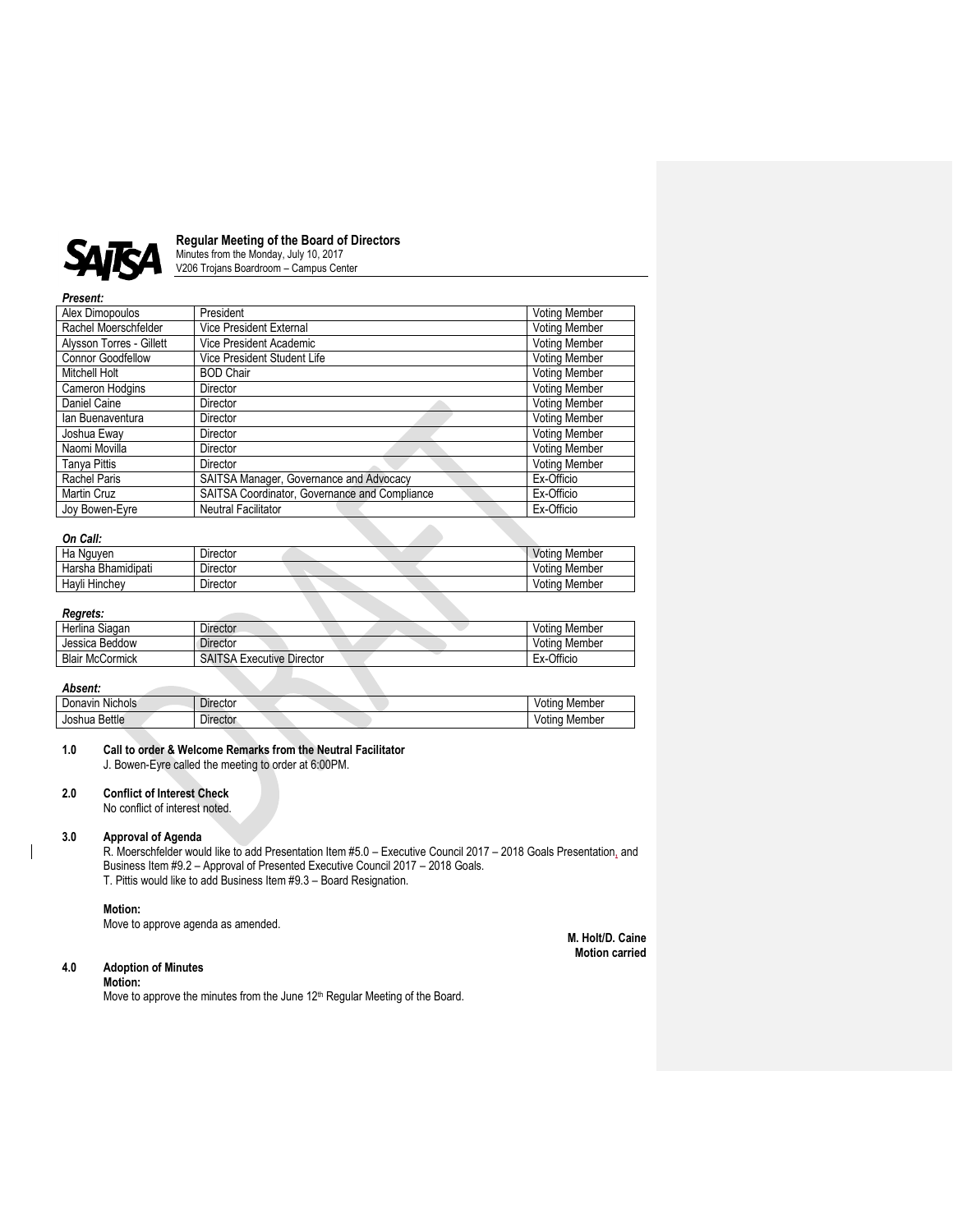SAITSA

# Regular Meeting of the Board of Directors

Minutes from the Monday, July 10, 2017
V206 Trojans Boardroom – Campus Center

***Present:***

| | | |
|---|---|---|
| Alex Dimopoulos | President | Voting Member |
| Rachel Moerschfelder | Vice President External | Voting Member |
| Alysson Torres - Gillett | Vice President Academic | Voting Member |
| Connor Goodfellow | Vice President Student Life | Voting Member |
| Mitchell Holt | BOD Chair | Voting Member |
| Cameron Hodgins | Director | Voting Member |
| Daniel Caine | Director | Voting Member |
| Ian Buenaventura | Director | Voting Member |
| Joshua Eway | Director | Voting Member |
| Naomi Movilla | Director | Voting Member |
| Tanya Pittis | Director | Voting Member |
| Rachel Paris | SAITSA Manager, Governance and Advocacy | Ex-Officio |
| Martin Cruz | SAITSA Coordinator, Governance and Compliance | Ex-Officio |
| Joy Bowen-Eyre | Neutral Facilitator | Ex-Officio |

***On Call:***

| | | |
|---|---|---|
| Ha Nguyen | Director | Voting Member |
| Harsha Bhamidipati | Director | Voting Member |
| Hayli Hinchey | Director | Voting Member |

***Regrets:***

| | | |
|---|---|---|
| Herlina Siagan | Director | Voting Member |
| Jessica Beddow | Director | Voting Member |
| Blair McCormick | SAITSA Executive Director | Ex-Officio |

***Absent:***

| | | |
|---|---|---|
| Donavin Nichols | Director | Voting Member |
| Joshua Bettle | Director | Voting Member |

**1.0 Call to order & Welcome Remarks from the Neutral Facilitator**

J. Bowen-Eyre called the meeting to order at 6:00PM.

**2.0 Conflict of Interest Check**

No conflict of interest noted.

**3.0 Approval of Agenda**

R. Moerschfelder would like to add Presentation Item #5.0 – Executive Council 2017 – 2018 Goals Presentation, and Business Item #9.2 – Approval of Presented Executive Council 2017 – 2018 Goals.
T. Pittis would like to add Business Item #9.3 – Board Resignation.

**Motion:**
Move to approve agenda as amended.

**M. Holt/D. Caine**
**Motion carried**

**4.0 Adoption of Minutes**

**Motion:**
Move to approve the minutes from the June 12th Regular Meeting of the Board.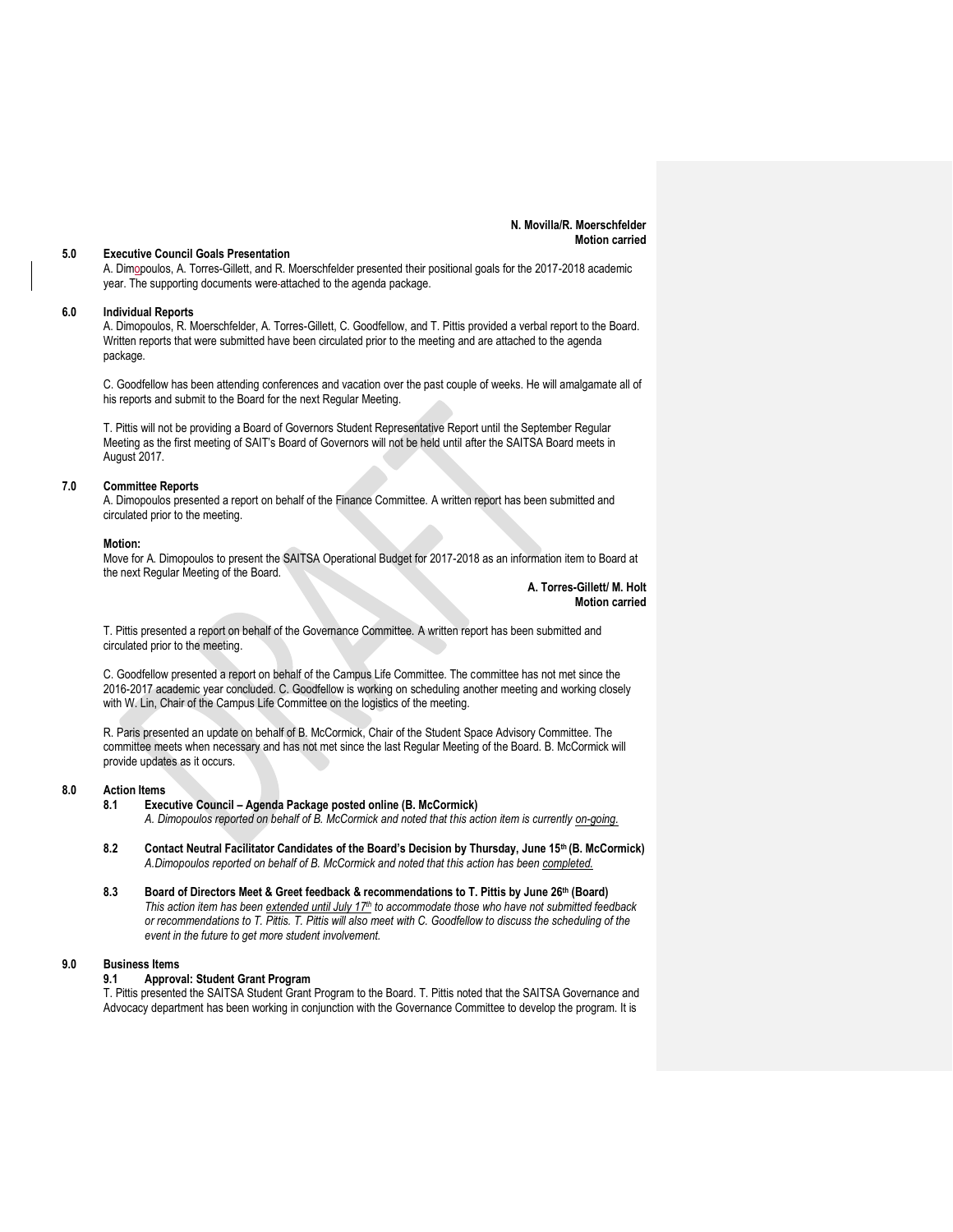**N. Movilla/R. Moerschfelder**
**Motion carried**

## 5.0 Executive Council Goals Presentation

A. Dimopoulos, A. Torres-Gillett, and R. Moerschfelder presented their positional goals for the 2017-2018 academic year. The supporting documents were attached to the agenda package.

## 6.0 Individual Reports

A. Dimopoulos, R. Moerschfelder, A. Torres-Gillett, C. Goodfellow, and T. Pittis provided a verbal report to the Board. Written reports that were submitted have been circulated prior to the meeting and are attached to the agenda package.

C. Goodfellow has been attending conferences and vacation over the past couple of weeks. He will amalgamate all of his reports and submit to the Board for the next Regular Meeting.

T. Pittis will not be providing a Board of Governors Student Representative Report until the September Regular Meeting as the first meeting of SAIT's Board of Governors will not be held until after the SAITSA Board meets in August 2017.

## 7.0 Committee Reports

A. Dimopoulos presented a report on behalf of the Finance Committee. A written report has been submitted and circulated prior to the meeting.

**Motion:**

Move for A. Dimopoulos to present the SAITSA Operational Budget for 2017-2018 as an information item to Board at the next Regular Meeting of the Board.

**A. Torres-Gillett/ M. Holt**
**Motion carried**

T. Pittis presented a report on behalf of the Governance Committee. A written report has been submitted and circulated prior to the meeting.

C. Goodfellow presented a report on behalf of the Campus Life Committee. The committee has not met since the 2016-2017 academic year concluded. C. Goodfellow is working on scheduling another meeting and working closely with W. Lin, Chair of the Campus Life Committee on the logistics of the meeting.

R. Paris presented an update on behalf of B. McCormick, Chair of the Student Space Advisory Committee. The committee meets when necessary and has not met since the last Regular Meeting of the Board. B. McCormick will provide updates as it occurs.

## 8.0 Action Items

### 8.1 Executive Council – Agenda Package posted online (B. McCormick)

*A. Dimopoulos reported on behalf of B. McCormick and noted that this action item is currently on-going.*

### 8.2 Contact Neutral Facilitator Candidates of the Board's Decision by Thursday, June 15th (B. McCormick)

*A.Dimopoulos reported on behalf of B. McCormick and noted that this action has been completed.*

### 8.3 Board of Directors Meet & Greet feedback & recommendations to T. Pittis by June 26th (Board)

*This action item has been extended until July 17th to accommodate those who have not submitted feedback or recommendations to T. Pittis. T. Pittis will also meet with C. Goodfellow to discuss the scheduling of the event in the future to get more student involvement.*

## 9.0 Business Items

### 9.1 Approval: Student Grant Program

T. Pittis presented the SAITSA Student Grant Program to the Board. T. Pittis noted that the SAITSA Governance and Advocacy department has been working in conjunction with the Governance Committee to develop the program. It is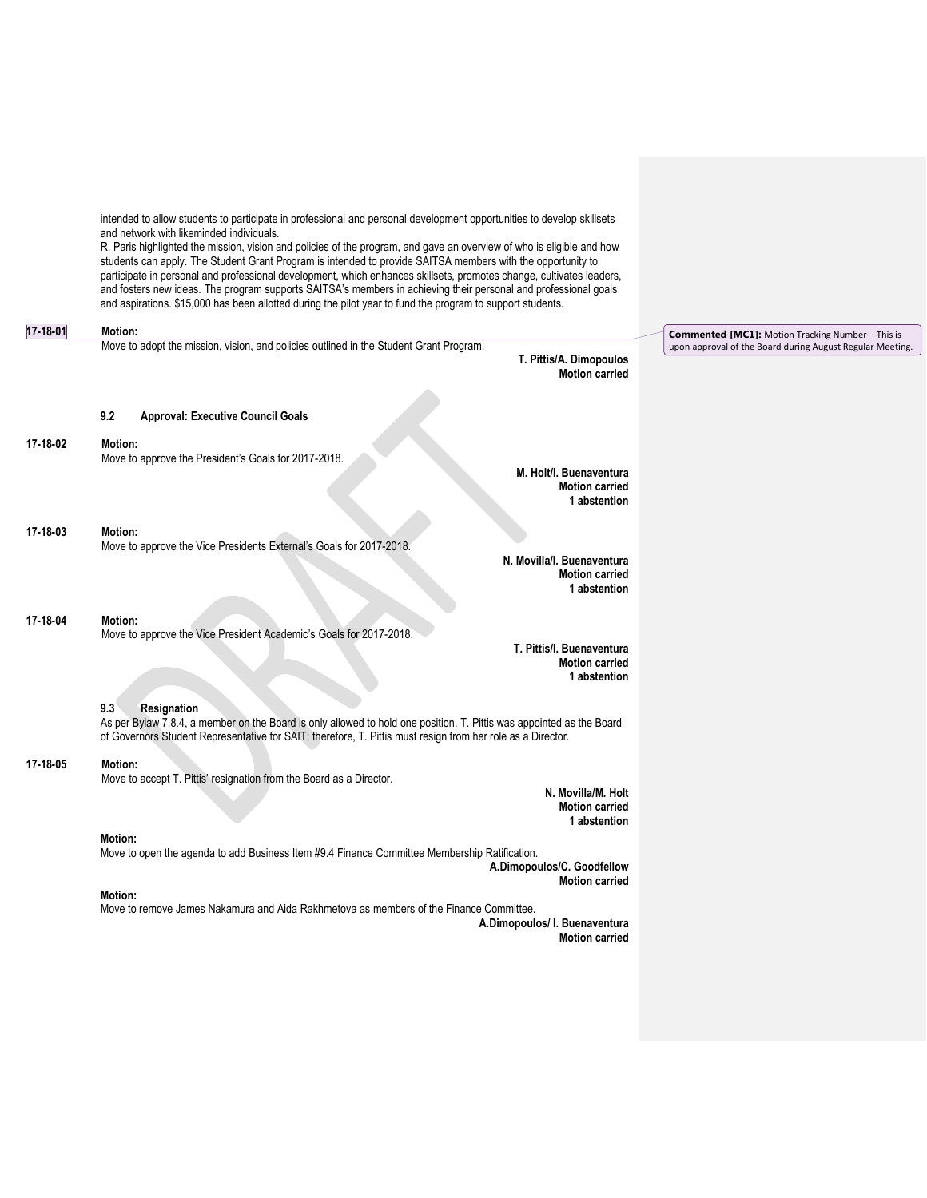intended to allow students to participate in professional and personal development opportunities to develop skillsets and network with likeminded individuals.

R. Paris highlighted the mission, vision and policies of the program, and gave an overview of who is eligible and how students can apply. The Student Grant Program is intended to provide SAITSA members with the opportunity to participate in personal and professional development, which enhances skillsets, promotes change, cultivates leaders, and fosters new ideas. The program supports SAITSA's members in achieving their personal and professional goals and aspirations. $15,000 has been allotted during the pilot year to fund the program to support students.

**17-18-01** **Motion:**
Move to adopt the mission, vision, and policies outlined in the Student Grant Program.

**T. Pittis/A. Dimopoulos**
**Motion carried**

**Commented [MC1]:** Motion Tracking Number – This is upon approval of the Board during August Regular Meeting.

### 9.2 Approval: Executive Council Goals

**17-18-02** **Motion:**
Move to approve the President's Goals for 2017-2018.

**M. Holt/I. Buenaventura**
**Motion carried**
**1 abstention**

**17-18-03** **Motion:**
Move to approve the Vice Presidents External's Goals for 2017-2018.

**N. Movilla/I. Buenaventura**
**Motion carried**
**1 abstention**

**17-18-04** **Motion:**
Move to approve the Vice President Academic's Goals for 2017-2018.

**T. Pittis/I. Buenaventura**
**Motion carried**
**1 abstention**

### 9.3 Resignation

As per Bylaw 7.8.4, a member on the Board is only allowed to hold one position. T. Pittis was appointed as the Board of Governors Student Representative for SAIT; therefore, T. Pittis must resign from her role as a Director.

**17-18-05** **Motion:**
Move to accept T. Pittis' resignation from the Board as a Director.

**N. Movilla/M. Holt**
**Motion carried**
**1 abstention**

**Motion:**
Move to open the agenda to add Business Item #9.4 Finance Committee Membership Ratification.

**A.Dimopoulos/C. Goodfellow**
**Motion carried**

**Motion:**
Move to remove James Nakamura and Aida Rakhmetova as members of the Finance Committee.

**A.Dimopoulos/ I. Buenaventura**
**Motion carried**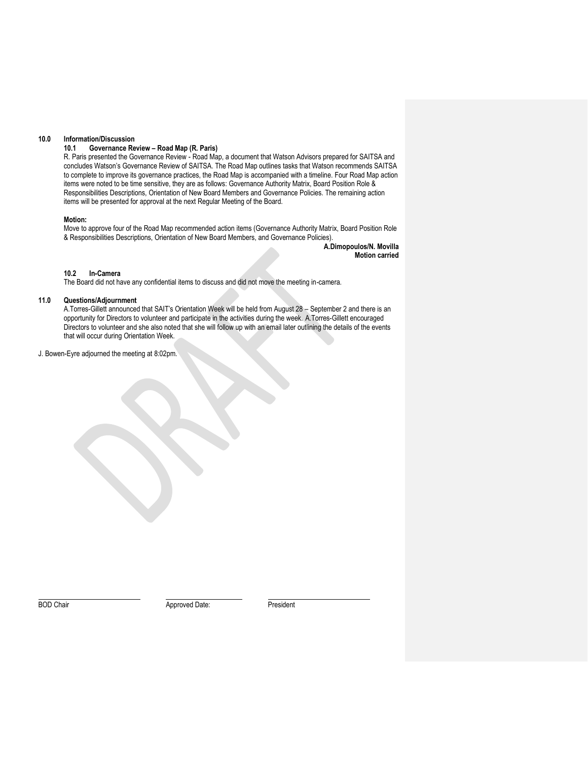## 10.0 Information/Discussion

### 10.1 Governance Review – Road Map (R. Paris)

R. Paris presented the Governance Review - Road Map, a document that Watson Advisors prepared for SAITSA and concludes Watson's Governance Review of SAITSA. The Road Map outlines tasks that Watson recommends SAITSA to complete to improve its governance practices, the Road Map is accompanied with a timeline. Four Road Map action items were noted to be time sensitive, they are as follows: Governance Authority Matrix, Board Position Role & Responsibilities Descriptions, Orientation of New Board Members and Governance Policies. The remaining action items will be presented for approval at the next Regular Meeting of the Board.

**Motion:**

Move to approve four of the Road Map recommended action items (Governance Authority Matrix, Board Position Role & Responsibilities Descriptions, Orientation of New Board Members, and Governance Policies).

**A.Dimopoulos/N. Movilla**
**Motion carried**

### 10.2 In-Camera

The Board did not have any confidential items to discuss and did not move the meeting in-camera.

## 11.0 Questions/Adjournment

A.Torres-Gillett announced that SAIT's Orientation Week will be held from August 28 – September 2 and there is an opportunity for Directors to volunteer and participate in the activities during the week. A.Torres-Gillett encouraged Directors to volunteer and she also noted that she will follow up with an email later outlining the details of the events that will occur during Orientation Week.

J. Bowen-Eyre adjourned the meeting at 8:02pm.

DRAFT

BOD Chair ____________ Approved Date: ____________ President ____________